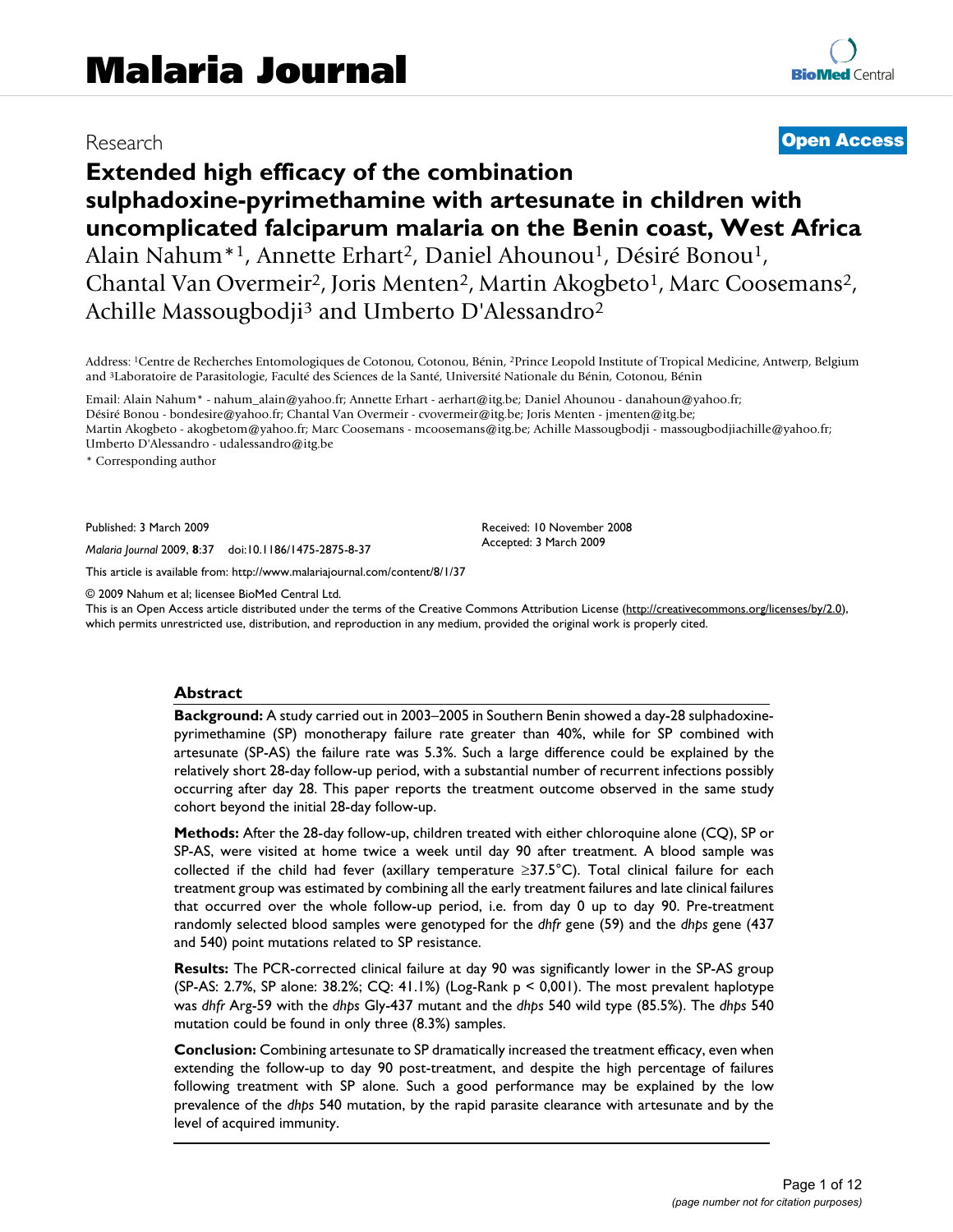Research

**Open Access**

# Extended high efficacy of the combination sulphadoxine-pyrimethamine with artesunate in children with uncomplicated falciparum malaria on the Benin coast, West Africa

Alain Nahum*[1], Annette Erhart[2], Daniel Ahounou[1], Désiré Bonou[1], Chantal Van Overmeir[2], Joris Menten[2], Martin Akogbeto[1], Marc Coosemans[2], Achille Massougbodji[3] and Umberto D'Alessandro[2]

Address: [1]Centre de Recherches Entomologiques de Cotonou, Cotonou, Bénin, [2]Prince Leopold Institute of Tropical Medicine, Antwerp, Belgium and [3]Laboratoire de Parasitologie, Faculté des Sciences de la Santé, Université Nationale du Bénin, Cotonou, Bénin

Email: Alain Nahum* - nahum_alain@yahoo.fr; Annette Erhart - aerhart@itg.be; Daniel Ahounou - danahoun@yahoo.fr; Désiré Bonou - bondesire@yahoo.fr; Chantal Van Overmeir - cvovermeir@itg.be; Joris Menten - jmenten@itg.be; Martin Akogbeto - akogbetom@yahoo.fr; Marc Coosemans - mcoosemans@itg.be; Achille Massougbodji - massougbodjiachille@yahoo.fr; Umberto D'Alessandro - udalessandro@itg.be

\* Corresponding author

Published: 3 March 2009

*Malaria Journal* 2009, **8**:37 doi:10.1186/1475-2875-8-37

Received: 10 November 2008
Accepted: 3 March 2009

This article is available from: http://www.malariajournal.com/content/8/1/37

© 2009 Nahum et al; licensee BioMed Central Ltd.

This is an Open Access article distributed under the terms of the Creative Commons Attribution License (http://creativecommons.org/licenses/by/2.0), which permits unrestricted use, distribution, and reproduction in any medium, provided the original work is properly cited.

## Abstract

**Background:** A study carried out in 2003–2005 in Southern Benin showed a day-28 sulphadoxine-pyrimethamine (SP) monotherapy failure rate greater than 40%, while for SP combined with artesunate (SP-AS) the failure rate was 5.3%. Such a large difference could be explained by the relatively short 28-day follow-up period, with a substantial number of recurrent infections possibly occurring after day 28. This paper reports the treatment outcome observed in the same study cohort beyond the initial 28-day follow-up.

**Methods:** After the 28-day follow-up, children treated with either chloroquine alone (CQ), SP or SP-AS, were visited at home twice a week until day 90 after treatment. A blood sample was collected if the child had fever (axillary temperature ≥37.5°C). Total clinical failure for each treatment group was estimated by combining all the early treatment failures and late clinical failures that occurred over the whole follow-up period, i.e. from day 0 up to day 90. Pre-treatment randomly selected blood samples were genotyped for the *dhfr* gene (59) and the *dhps* gene (437 and 540) point mutations related to SP resistance.

**Results:** The PCR-corrected clinical failure at day 90 was significantly lower in the SP-AS group (SP-AS: 2.7%, SP alone: 38.2%; CQ: 41.1%) (Log-Rank p < 0,001). The most prevalent haplotype was *dhfr* Arg-59 with the *dhps* Gly-437 mutant and the *dhps* 540 wild type (85.5%). The *dhps* 540 mutation could be found in only three (8.3%) samples.

**Conclusion:** Combining artesunate to SP dramatically increased the treatment efficacy, even when extending the follow-up to day 90 post-treatment, and despite the high percentage of failures following treatment with SP alone. Such a good performance may be explained by the low prevalence of the *dhps* 540 mutation, by the rapid parasite clearance with artesunate and by the level of acquired immunity.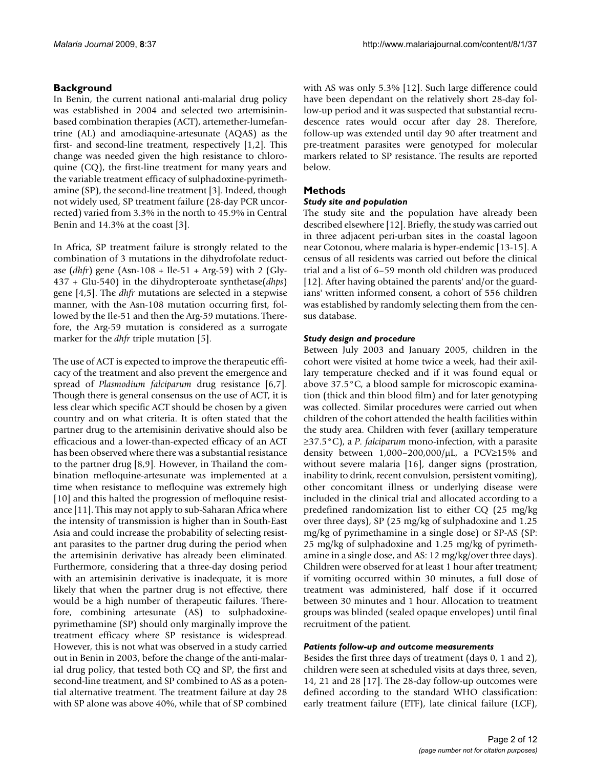## Background

In Benin, the current national anti-malarial drug policy was established in 2004 and selected two artemisinin-based combination therapies (ACT), artemether-lumefantrine (AL) and amodiaquine-artesunate (AQAS) as the first- and second-line treatment, respectively [1,2]. This change was needed given the high resistance to chloroquine (CQ), the first-line treatment for many years and the variable treatment efficacy of sulphadoxine-pyrimethamine (SP), the second-line treatment [3]. Indeed, though not widely used, SP treatment failure (28-day PCR uncorrected) varied from 3.3% in the north to 45.9% in Central Benin and 14.3% at the coast [3].

In Africa, SP treatment failure is strongly related to the combination of 3 mutations in the dihydrofolate reductase (*dhfr*) gene (Asn-108 + Ile-51 + Arg-59) with 2 (Gly-437 + Glu-540) in the dihydropteroate synthetase(*dhps*) gene [4,5]. The *dhfr* mutations are selected in a stepwise manner, with the Asn-108 mutation occurring first, followed by the Ile-51 and then the Arg-59 mutations. Therefore, the Arg-59 mutation is considered as a surrogate marker for the *dhfr* triple mutation [5].

The use of ACT is expected to improve the therapeutic efficacy of the treatment and also prevent the emergence and spread of *Plasmodium falciparum* drug resistance [6,7]. Though there is general consensus on the use of ACT, it is less clear which specific ACT should be chosen by a given country and on what criteria. It is often stated that the partner drug to the artemisinin derivative should also be efficacious and a lower-than-expected efficacy of an ACT has been observed where there was a substantial resistance to the partner drug [8,9]. However, in Thailand the combination mefloquine-artesunate was implemented at a time when resistance to mefloquine was extremely high [10] and this halted the progression of mefloquine resistance [11]. This may not apply to sub-Saharan Africa where the intensity of transmission is higher than in South-East Asia and could increase the probability of selecting resistant parasites to the partner drug during the period when the artemisinin derivative has already been eliminated. Furthermore, considering that a three-day dosing period with an artemisinin derivative is inadequate, it is more likely that when the partner drug is not effective, there would be a high number of therapeutic failures. Therefore, combining artesunate (AS) to sulphadoxine-pyrimethamine (SP) should only marginally improve the treatment efficacy where SP resistance is widespread. However, this is not what was observed in a study carried out in Benin in 2003, before the change of the anti-malarial drug policy, that tested both CQ and SP, the first and second-line treatment, and SP combined to AS as a potential alternative treatment. The treatment failure at day 28 with SP alone was above 40%, while that of SP combined with AS was only 5.3% [12]. Such large difference could have been dependant on the relatively short 28-day follow-up period and it was suspected that substantial recrudescence rates would occur after day 28. Therefore, follow-up was extended until day 90 after treatment and pre-treatment parasites were genotyped for molecular markers related to SP resistance. The results are reported below.

## Methods

### *Study site and population*

The study site and the population have already been described elsewhere [12]. Briefly, the study was carried out in three adjacent peri-urban sites in the coastal lagoon near Cotonou, where malaria is hyper-endemic [13-15]. A census of all residents was carried out before the clinical trial and a list of 6–59 month old children was produced [12]. After having obtained the parents' and/or the guardians' written informed consent, a cohort of 556 children was established by randomly selecting them from the census database.

### *Study design and procedure*

Between July 2003 and January 2005, children in the cohort were visited at home twice a week, had their axillary temperature checked and if it was found equal or above 37.5°C, a blood sample for microscopic examination (thick and thin blood film) and for later genotyping was collected. Similar procedures were carried out when children of the cohort attended the health facilities within the study area. Children with fever (axillary temperature ≥37.5°C), a *P. falciparum* mono-infection, with a parasite density between 1,000–200,000/μL, a PCV≥15% and without severe malaria [16], danger signs (prostration, inability to drink, recent convulsion, persistent vomiting), other concomitant illness or underlying disease were included in the clinical trial and allocated according to a predefined randomization list to either CQ (25 mg/kg over three days), SP (25 mg/kg of sulphadoxine and 1.25 mg/kg of pyrimethamine in a single dose) or SP-AS (SP: 25 mg/kg of sulphadoxine and 1.25 mg/kg of pyrimethamine in a single dose, and AS: 12 mg/kg/over three days). Children were observed for at least 1 hour after treatment; if vomiting occurred within 30 minutes, a full dose of treatment was administered, half dose if it occurred between 30 minutes and 1 hour. Allocation to treatment groups was blinded (sealed opaque envelopes) until final recruitment of the patient.

### *Patients follow-up and outcome measurements*

Besides the first three days of treatment (days 0, 1 and 2), children were seen at scheduled visits at days three, seven, 14, 21 and 28 [17]. The 28-day follow-up outcomes were defined according to the standard WHO classification: early treatment failure (ETF), late clinical failure (LCF),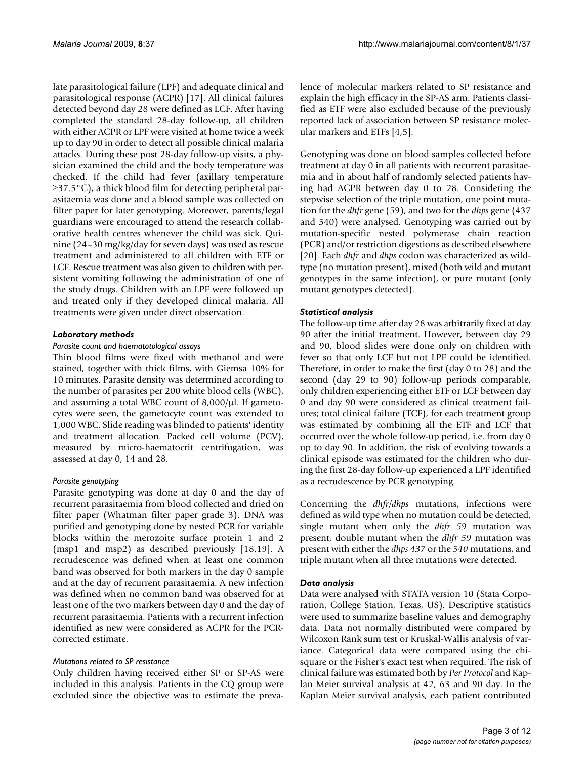late parasitological failure (LPF) and adequate clinical and parasitological response (ACPR) [17]. All clinical failures detected beyond day 28 were defined as LCF. After having completed the standard 28-day follow-up, all children with either ACPR or LPF were visited at home twice a week up to day 90 in order to detect all possible clinical malaria attacks. During these post 28-day follow-up visits, a physician examined the child and the body temperature was checked. If the child had fever (axillary temperature ≥37.5°C), a thick blood film for detecting peripheral parasitaemia was done and a blood sample was collected on filter paper for later genotyping. Moreover, parents/legal guardians were encouraged to attend the research collaborative health centres whenever the child was sick. Quinine (24–30 mg/kg/day for seven days) was used as rescue treatment and administered to all children with ETF or LCF. Rescue treatment was also given to children with persistent vomiting following the administration of one of the study drugs. Children with an LPF were followed up and treated only if they developed clinical malaria. All treatments were given under direct observation.

### *Laboratory methods*

#### *Parasite count and haematotological assays*

Thin blood films were fixed with methanol and were stained, together with thick films, with Giemsa 10% for 10 minutes. Parasite density was determined according to the number of parasites per 200 white blood cells (WBC), and assuming a total WBC count of 8,000/μl. If gametocytes were seen, the gametocyte count was extended to 1,000 WBC. Slide reading was blinded to patients' identity and treatment allocation. Packed cell volume (PCV), measured by micro-haematocrit centrifugation, was assessed at day 0, 14 and 28.

#### *Parasite genotyping*

Parasite genotyping was done at day 0 and the day of recurrent parasitaemia from blood collected and dried on filter paper (Whatman filter paper grade 3). DNA was purified and genotyping done by nested PCR for variable blocks within the merozoite surface protein 1 and 2 (msp1 and msp2) as described previously [18,19]. A recrudescence was defined when at least one common band was observed for both markers in the day 0 sample and at the day of recurrent parasitaemia. A new infection was defined when no common band was observed for at least one of the two markers between day 0 and the day of recurrent parasitaemia. Patients with a recurrent infection identified as new were considered as ACPR for the PCR-corrected estimate.

#### *Mutations related to SP resistance*

Only children having received either SP or SP-AS were included in this analysis. Patients in the CQ group were excluded since the objective was to estimate the prevalence of molecular markers related to SP resistance and explain the high efficacy in the SP-AS arm. Patients classified as ETF were also excluded because of the previously reported lack of association between SP resistance molecular markers and ETFs [4,5].

Genotyping was done on blood samples collected before treatment at day 0 in all patients with recurrent parasitaemia and in about half of randomly selected patients having had ACPR between day 0 to 28. Considering the stepwise selection of the triple mutation, one point mutation for the *dhfr* gene (59), and two for the *dhps* gene (437 and 540) were analysed. Genotyping was carried out by mutation-specific nested polymerase chain reaction (PCR) and/or restriction digestions as described elsewhere [20]. Each *dhfr* and *dhps* codon was characterized as wild-type (no mutation present), mixed (both wild and mutant genotypes in the same infection), or pure mutant (only mutant genotypes detected).

### *Statistical analysis*

The follow-up time after day 28 was arbitrarily fixed at day 90 after the initial treatment. However, between day 29 and 90, blood slides were done only on children with fever so that only LCF but not LPF could be identified. Therefore, in order to make the first (day 0 to 28) and the second (day 29 to 90) follow-up periods comparable, only children experiencing either ETF or LCF between day 0 and day 90 were considered as clinical treatment failures; total clinical failure (TCF), for each treatment group was estimated by combining all the ETF and LCF that occurred over the whole follow-up period, i.e. from day 0 up to day 90. In addition, the risk of evolving towards a clinical episode was estimated for the children who during the first 28-day follow-up experienced a LPF identified as a recrudescence by PCR genotyping.

Concerning the *dhfr/dhps* mutations, infections were defined as wild type when no mutation could be detected, single mutant when only the *dhfr 59* mutation was present, double mutant when the *dhfr 59* mutation was present with either the *dhps 437* or the *540* mutations, and triple mutant when all three mutations were detected.

### *Data analysis*

Data were analysed with STATA version 10 (Stata Corporation, College Station, Texas, US). Descriptive statistics were used to summarize baseline values and demography data. Data not normally distributed were compared by Wilcoxon Rank sum test or Kruskal-Wallis analysis of variance. Categorical data were compared using the chi-square or the Fisher's exact test when required. The risk of clinical failure was estimated both by *Per Protocol* and Kaplan Meier survival analysis at 42, 63 and 90 day. In the Kaplan Meier survival analysis, each patient contributed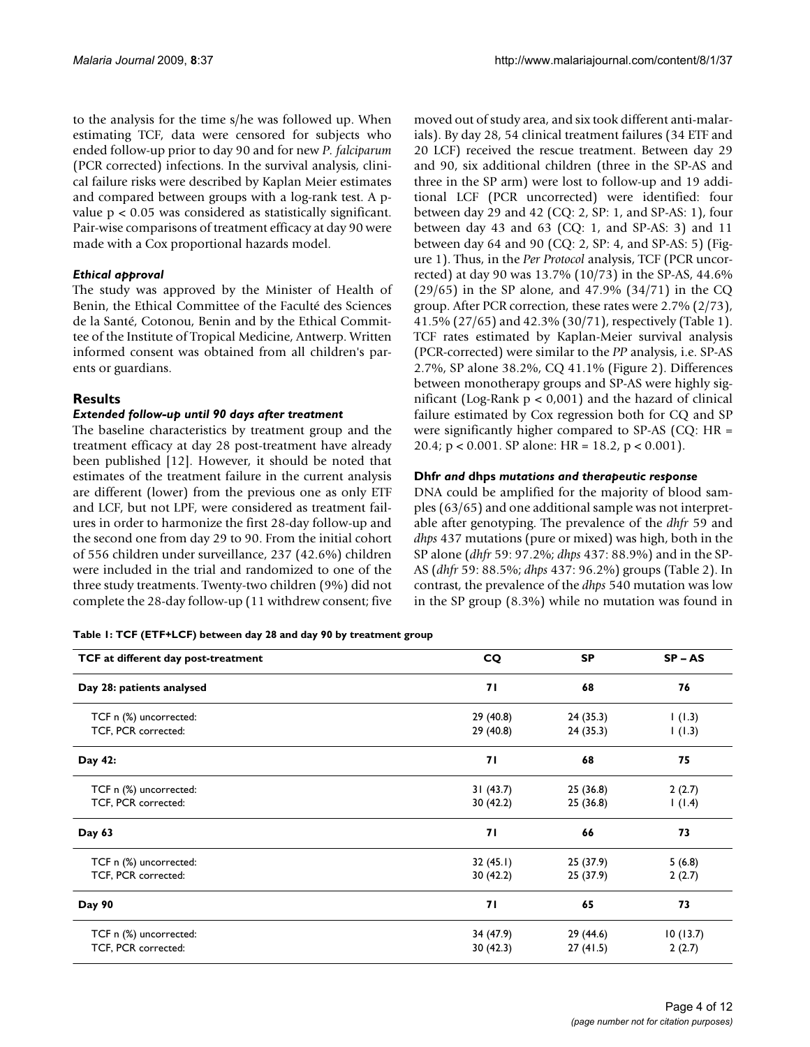to the analysis for the time s/he was followed up. When estimating TCF, data were censored for subjects who ended follow-up prior to day 90 and for new *P. falciparum* (PCR corrected) infections. In the survival analysis, clinical failure risks were described by Kaplan Meier estimates and compared between groups with a log-rank test. A p-value $p < 0.05$ was considered as statistically significant. Pair-wise comparisons of treatment efficacy at day 90 were made with a Cox proportional hazards model.

### *Ethical approval*

The study was approved by the Minister of Health of Benin, the Ethical Committee of the Faculté des Sciences de la Santé, Cotonou, Benin and by the Ethical Committee of the Institute of Tropical Medicine, Antwerp. Written informed consent was obtained from all children's parents or guardians.

## Results

### *Extended follow-up until 90 days after treatment*

The baseline characteristics by treatment group and the treatment efficacy at day 28 post-treatment have already been published [12]. However, it should be noted that estimates of the treatment failure in the current analysis are different (lower) from the previous one as only ETF and LCF, but not LPF, were considered as treatment failures in order to harmonize the first 28-day follow-up and the second one from day 29 to 90. From the initial cohort of 556 children under surveillance, 237 (42.6%) children were included in the trial and randomized to one of the three study treatments. Twenty-two children (9%) did not complete the 28-day follow-up (11 withdrew consent; five moved out of study area, and six took different anti-malarials). By day 28, 54 clinical treatment failures (34 ETF and 20 LCF) received the rescue treatment. Between day 29 and 90, six additional children (three in the SP-AS and three in the SP arm) were lost to follow-up and 19 additional LCF (PCR uncorrected) were identified: four between day 29 and 42 (CQ: 2, SP: 1, and SP-AS: 1), four between day 43 and 63 (CQ: 1, and SP-AS: 3) and 11 between day 64 and 90 (CQ: 2, SP: 4, and SP-AS: 5) (Figure 1). Thus, in the *Per Protocol* analysis, TCF (PCR uncorrected) at day 90 was 13.7% (10/73) in the SP-AS, 44.6% (29/65) in the SP alone, and 47.9% (34/71) in the CQ group. After PCR correction, these rates were 2.7% (2/73), 41.5% (27/65) and 42.3% (30/71), respectively (Table 1). TCF rates estimated by Kaplan-Meier survival analysis (PCR-corrected) were similar to the *PP* analysis, i.e. SP-AS 2.7%, SP alone 38.2%, CQ 41.1% (Figure 2). Differences between monotherapy groups and SP-AS were highly significant (Log-Rank $p < 0,001$) and the hazard of clinical failure estimated by Cox regression both for CQ and SP were significantly higher compared to SP-AS (CQ: HR = 20.4; $p < 0.001$. SP alone: HR = 18.2, $p < 0.001$).

### **Dhfr** *and* **dhps** *mutations and therapeutic response*

DNA could be amplified for the majority of blood samples (63/65) and one additional sample was not interpretable after genotyping. The prevalence of the *dhfr* 59 and *dhps* 437 mutations (pure or mixed) was high, both in the SP alone (*dhfr* 59: 97.2%; *dhps* 437: 88.9%) and in the SP-AS (*dhfr* 59: 88.5%; *dhps* 437: 96.2%) groups (Table 2). In contrast, the prevalence of the *dhps* 540 mutation was low in the SP group (8.3%) while no mutation was found in

**Table 1: TCF (ETF+LCF) between day 28 and day 90 by treatment group**

| TCF at different day post-treatment | CQ | SP | SP – AS |
|---|---|---|---|
| **Day 28: patients analysed** | **71** | **68** | **76** |
| TCF n (%) uncorrected: | 29 (40.8) | 24 (35.3) | 1 (1.3) |
| TCF, PCR corrected: | 29 (40.8) | 24 (35.3) | 1 (1.3) |
| **Day 42:** | **71** | **68** | **75** |
| TCF n (%) uncorrected: | 31 (43.7) | 25 (36.8) | 2 (2.7) |
| TCF, PCR corrected: | 30 (42.2) | 25 (36.8) | 1 (1.4) |
| **Day 63** | **71** | **66** | **73** |
| TCF n (%) uncorrected: | 32 (45.1) | 25 (37.9) | 5 (6.8) |
| TCF, PCR corrected: | 30 (42.2) | 25 (37.9) | 2 (2.7) |
| **Day 90** | **71** | **65** | **73** |
| TCF n (%) uncorrected: | 34 (47.9) | 29 (44.6) | 10 (13.7) |
| TCF, PCR corrected: | 30 (42.3) | 27 (41.5) | 2 (2.7) |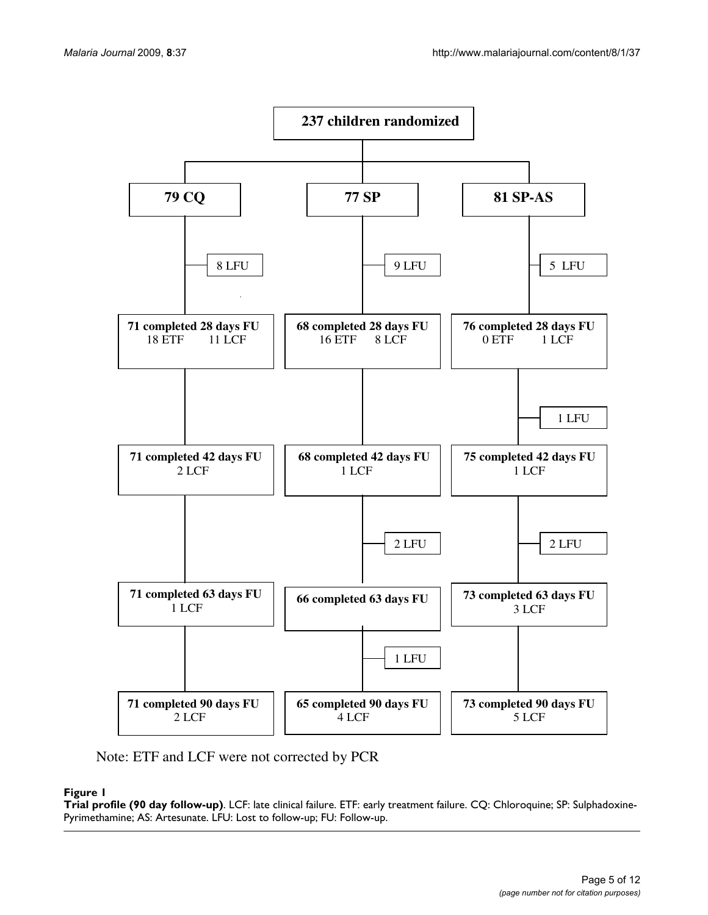237 children randomized

| CQ | SP | SP-AS |
|---|---|---|
| 79 CQ | 77 SP | 81 SP-AS |
| 8 LFU | 9 LFU | 5 LFU |
| 71 completed 28 days FU<br>18 ETF 11 LCF | 68 completed 28 days FU<br>16 ETF 8 LCF | 76 completed 28 days FU<br>0 ETF 1 LCF |
| | | 1 LFU |
| 71 completed 42 days FU<br>2 LCF | 68 completed 42 days FU<br>1 LCF | 75 completed 42 days FU<br>1 LCF |
| | 2 LFU | 2 LFU |
| 71 completed 63 days FU<br>1 LCF | 66 completed 63 days FU | 73 completed 63 days FU<br>3 LCF |
| | 1 LFU | |
| 71 completed 90 days FU<br>2 LCF | 65 completed 90 days FU<br>4 LCF | 73 completed 90 days FU<br>5 LCF |

Note: ETF and LCF were not corrected by PCR

**Figure 1**

**Trial profile (90 day follow-up)**. LCF: late clinical failure. ETF: early treatment failure. CQ: Chloroquine; SP: Sulphadoxine-Pyrimethamine; AS: Artesunate. LFU: Lost to follow-up; FU: Follow-up.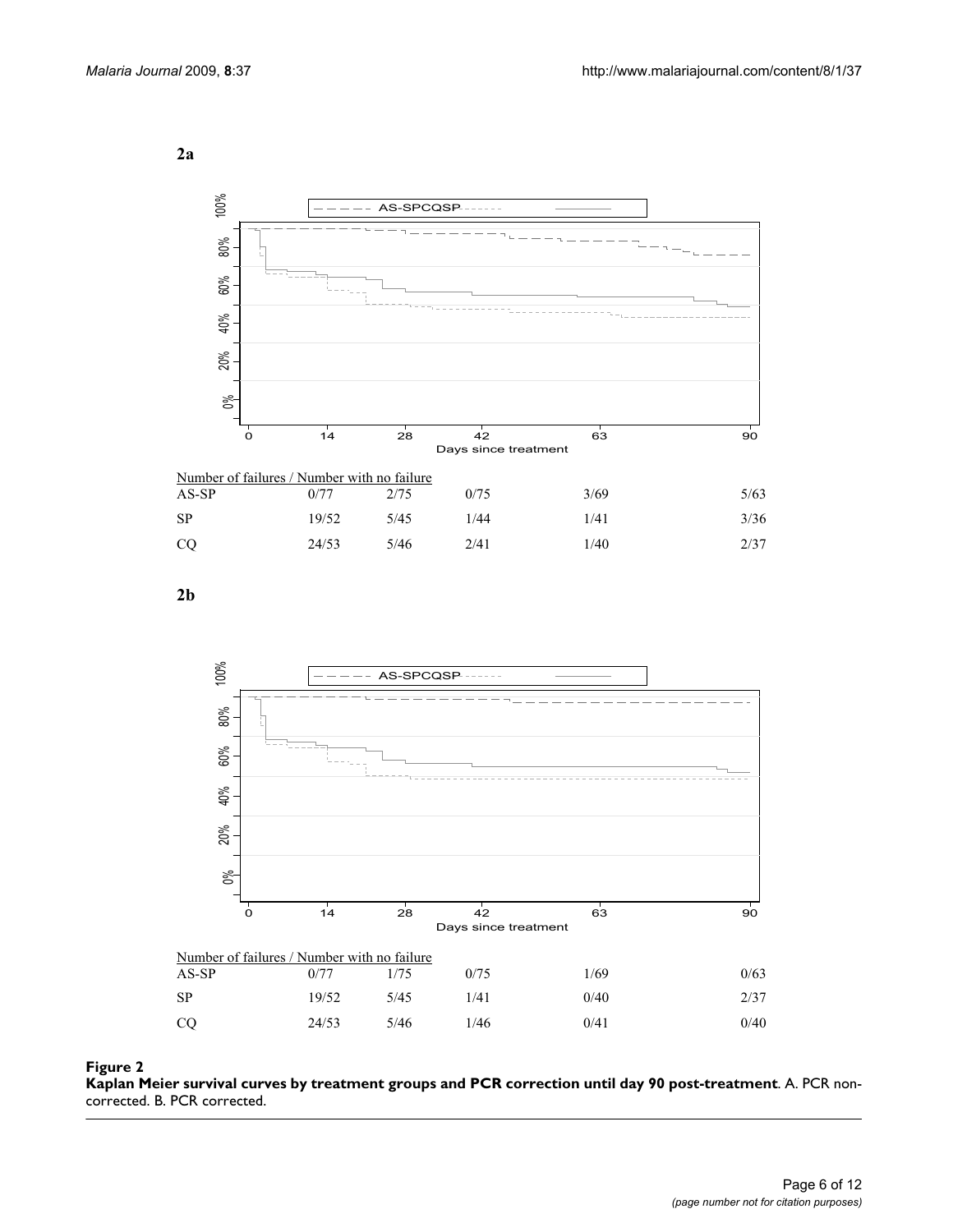**2a**

Number of failures / Number with no failure

| | | | | | |
|---|---|---|---|---|---|
| AS-SP | 0/77 | 2/75 | 0/75 | 3/69 | 5/63 |
| SP | 19/52 | 5/45 | 1/44 | 1/41 | 3/36 |
| CQ | 24/53 | 5/46 | 2/41 | 1/40 | 2/37 |

**2b**

Number of failures / Number with no failure

| | | | | | |
|---|---|---|---|---|---|
| AS-SP | 0/77 | 1/75 | 0/75 | 1/69 | 0/63 |
| SP | 19/52 | 5/45 | 1/41 | 0/40 | 2/37 |
| CQ | 24/53 | 5/46 | 1/46 | 0/41 | 0/40 |

**Figure 2**

**Kaplan Meier survival curves by treatment groups and PCR correction until day 90 post-treatment**. A. PCR non-corrected. B. PCR corrected.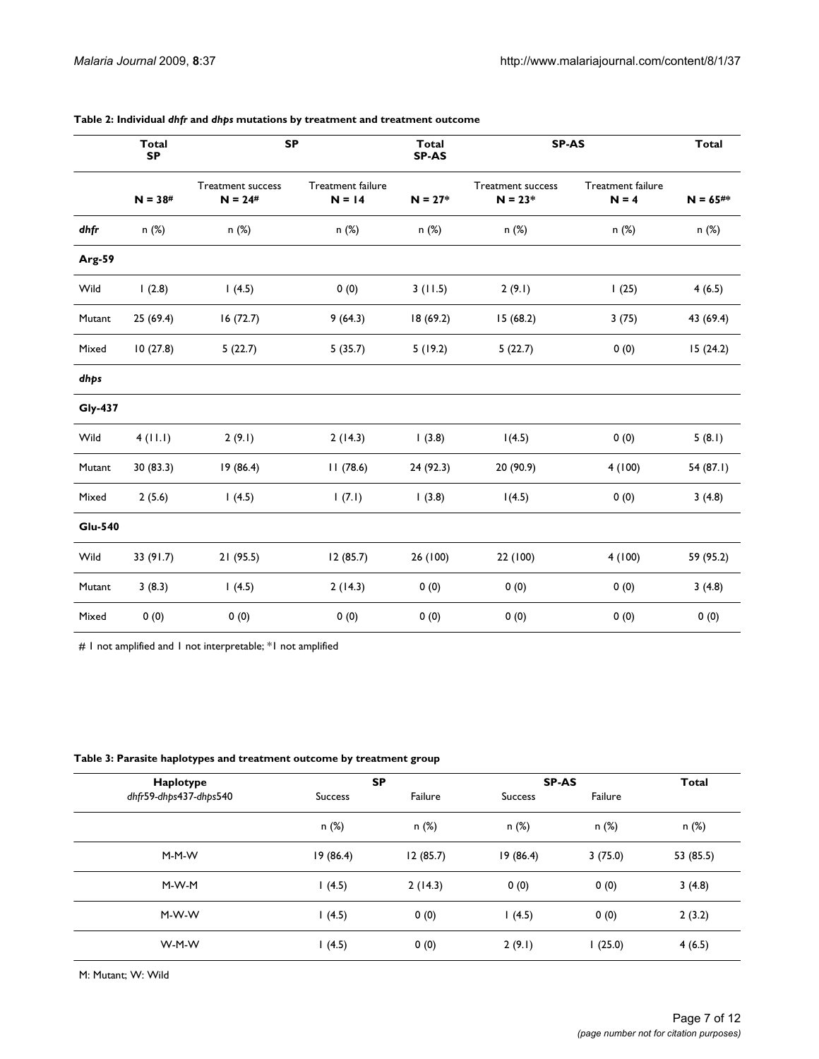**Table 2: Individual *dhfr* and *dhps* mutations by treatment and treatment outcome**

| | Total SP | SP | | Total SP-AS | SP-AS | | Total |
|---|---|---|---|---|---|---|---|
| | N = 38# | Treatment success N = 24# | Treatment failure N = 14 | N = 27* | Treatment success N = 23* | Treatment failure N = 4 | N = 65#* |
| ***dhfr*** | n (%) | n (%) | n (%) | n (%) | n (%) | n (%) | n (%) |
| **Arg-59** | | | | | | | |
| Wild | 1 (2.8) | 1 (4.5) | 0 (0) | 3 (11.5) | 2 (9.1) | 1 (25) | 4 (6.5) |
| Mutant | 25 (69.4) | 16 (72.7) | 9 (64.3) | 18 (69.2) | 15 (68.2) | 3 (75) | 43 (69.4) |
| Mixed | 10 (27.8) | 5 (22.7) | 5 (35.7) | 5 (19.2) | 5 (22.7) | 0 (0) | 15 (24.2) |
| ***dhps*** | | | | | | | |
| **Gly-437** | | | | | | | |
| Wild | 4 (11.1) | 2 (9.1) | 2 (14.3) | 1 (3.8) | 1(4.5) | 0 (0) | 5 (8.1) |
| Mutant | 30 (83.3) | 19 (86.4) | 11 (78.6) | 24 (92.3) | 20 (90.9) | 4 (100) | 54 (87.1) |
| Mixed | 2 (5.6) | 1 (4.5) | 1 (7.1) | 1 (3.8) | 1(4.5) | 0 (0) | 3 (4.8) |
| **Glu-540** | | | | | | | |
| Wild | 33 (91.7) | 21 (95.5) | 12 (85.7) | 26 (100) | 22 (100) | 4 (100) | 59 (95.2) |
| Mutant | 3 (8.3) | 1 (4.5) | 2 (14.3) | 0 (0) | 0 (0) | 0 (0) | 3 (4.8) |
| Mixed | 0 (0) | 0 (0) | 0 (0) | 0 (0) | 0 (0) | 0 (0) | 0 (0) |

# 1 not amplified and 1 not interpretable; *1 not amplified

**Table 3: Parasite haplotypes and treatment outcome by treatment group**

| Haplotype *dhfr*59-*dhps*437-*dhps*540 | SP | | SP-AS | | Total |
|---|---|---|---|---|---|
| | Success | Failure | Success | Failure | |
| | n (%) | n (%) | n (%) | n (%) | n (%) |
| M-M-W | 19 (86.4) | 12 (85.7) | 19 (86.4) | 3 (75.0) | 53 (85.5) |
| M-W-M | 1 (4.5) | 2 (14.3) | 0 (0) | 0 (0) | 3 (4.8) |
| M-W-W | 1 (4.5) | 0 (0) | 1 (4.5) | 0 (0) | 2 (3.2) |
| W-M-W | 1 (4.5) | 0 (0) | 2 (9.1) | 1 (25.0) | 4 (6.5) |

M: Mutant; W: Wild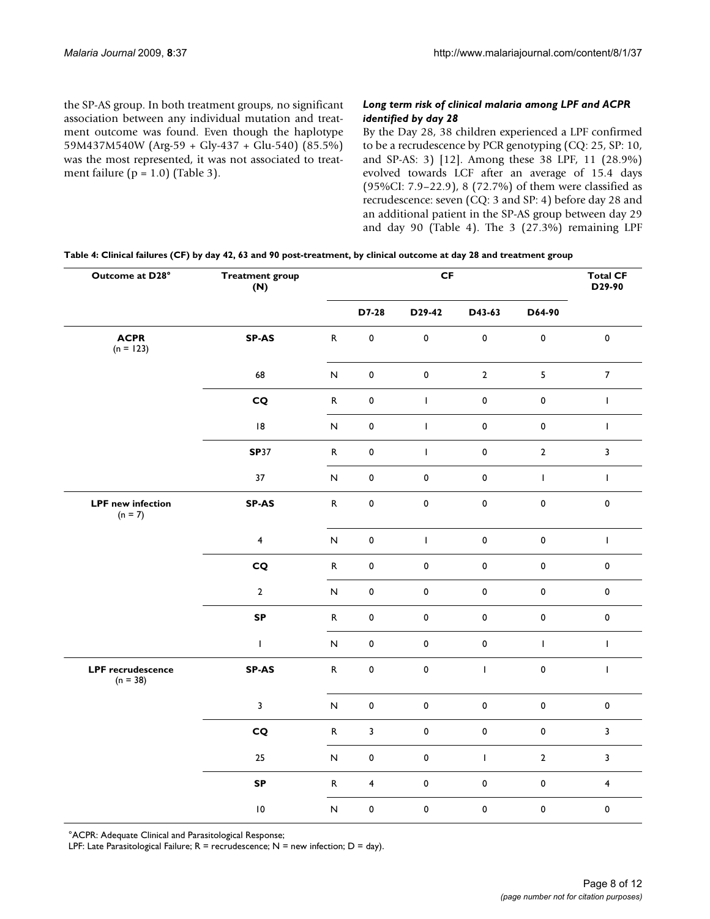the SP-AS group. In both treatment groups, no significant association between any individual mutation and treatment outcome was found. Even though the haplotype 59M437M540W (Arg-59 + Gly-437 + Glu-540) (85.5%) was the most represented, it was not associated to treatment failure (p = 1.0) (Table 3).

### *Long term risk of clinical malaria among LPF and ACPR identified by day 28*

By the Day 28, 38 children experienced a LPF confirmed to be a recrudescence by PCR genotyping (CQ: 25, SP: 10, and SP-AS: 3) [12]. Among these 38 LPF, 11 (28.9%) evolved towards LCF after an average of 15.4 days (95%CI: 7.9–22.9), 8 (72.7%) of them were classified as recrudescence: seven (CQ: 3 and SP: 4) before day 28 and an additional patient in the SP-AS group between day 29 and day 90 (Table 4). The 3 (27.3%) remaining LPF

**Table 4: Clinical failures (CF) by day 42, 63 and 90 post-treatment, by clinical outcome at day 28 and treatment group**

| Outcome at D28° | Treatment group (N) | | CF | | | | Total CF D29-90 |
|---|---|---|---|---|---|---|---|
| | | | D7-28 | D29-42 | D43-63 | D64-90 | |
| **ACPR** (n = 123) | **SP-AS** | R | 0 | 0 | 0 | 0 | 0 |
| | 68 | N | 0 | 0 | 2 | 5 | 7 |
| | **CQ** | R | 0 | 1 | 0 | 0 | 1 |
| | 18 | N | 0 | 1 | 0 | 0 | 1 |
| | **SP**37 | R | 0 | 1 | 0 | 2 | 3 |
| | 37 | N | 0 | 0 | 0 | 1 | 1 |
| **LPF new infection** (n = 7) | **SP-AS** | R | 0 | 0 | 0 | 0 | 0 |
| | 4 | N | 0 | 1 | 0 | 0 | 1 |
| | **CQ** | R | 0 | 0 | 0 | 0 | 0 |
| | 2 | N | 0 | 0 | 0 | 0 | 0 |
| | **SP** | R | 0 | 0 | 0 | 0 | 0 |
| | 1 | N | 0 | 0 | 0 | 1 | 1 |
| **LPF recrudescence** (n = 38) | **SP-AS** | R | 0 | 0 | 1 | 0 | 1 |
| | 3 | N | 0 | 0 | 0 | 0 | 0 |
| | **CQ** | R | 3 | 0 | 0 | 0 | 3 |
| | 25 | N | 0 | 0 | 1 | 2 | 3 |
| | **SP** | R | 4 | 0 | 0 | 0 | 4 |
| | 10 | N | 0 | 0 | 0 | 0 | 0 |

°ACPR: Adequate Clinical and Parasitological Response;
LPF: Late Parasitological Failure; R = recrudescence; N = new infection; D = day).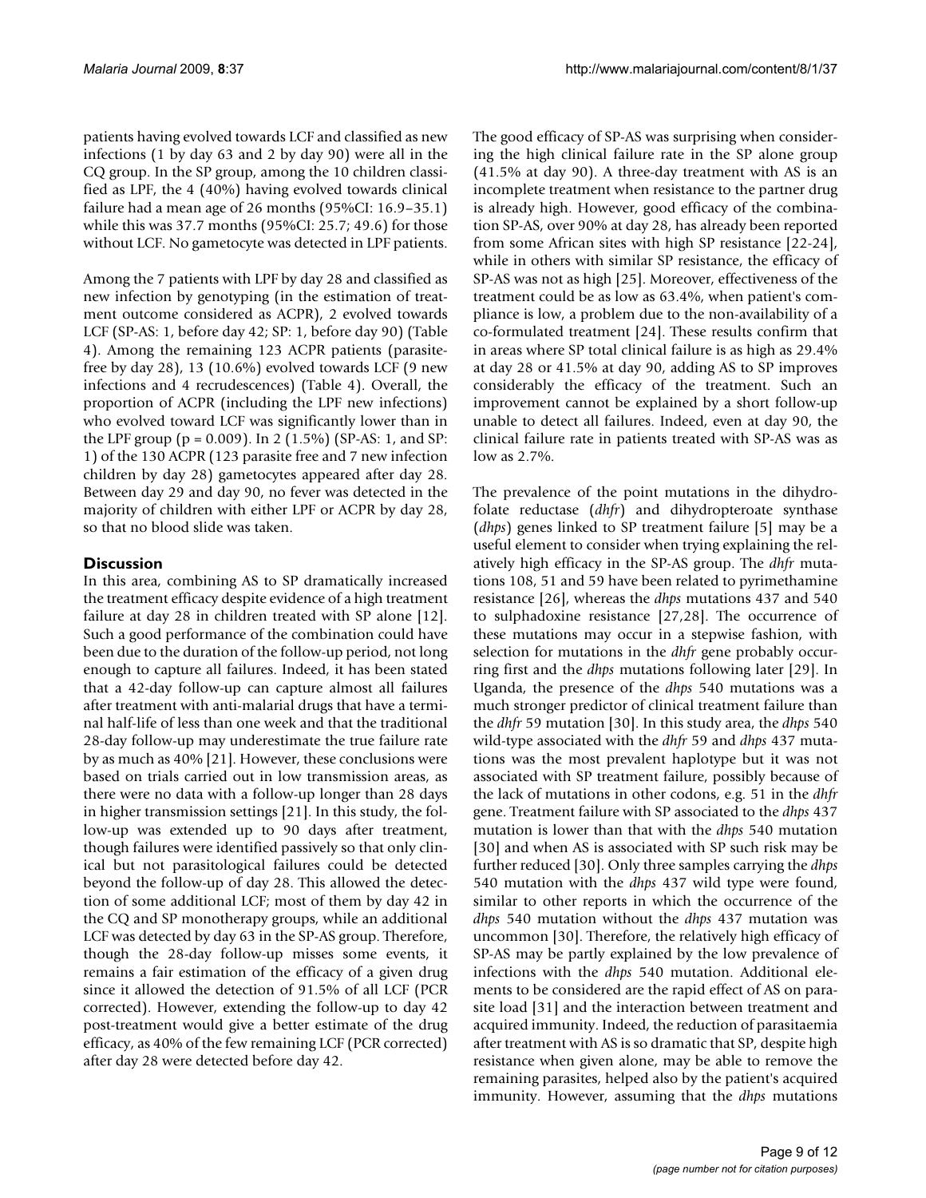patients having evolved towards LCF and classified as new infections (1 by day 63 and 2 by day 90) were all in the CQ group. In the SP group, among the 10 children classified as LPF, the 4 (40%) having evolved towards clinical failure had a mean age of 26 months (95%CI: 16.9–35.1) while this was 37.7 months (95%CI: 25.7; 49.6) for those without LCF. No gametocyte was detected in LPF patients.

Among the 7 patients with LPF by day 28 and classified as new infection by genotyping (in the estimation of treatment outcome considered as ACPR), 2 evolved towards LCF (SP-AS: 1, before day 42; SP: 1, before day 90) (Table 4). Among the remaining 123 ACPR patients (parasite-free by day 28), 13 (10.6%) evolved towards LCF (9 new infections and 4 recrudescences) (Table 4). Overall, the proportion of ACPR (including the LPF new infections) who evolved toward LCF was significantly lower than in the LPF group ($p = 0.009$). In 2 (1.5%) (SP-AS: 1, and SP: 1) of the 130 ACPR (123 parasite free and 7 new infection children by day 28) gametocytes appeared after day 28. Between day 29 and day 90, no fever was detected in the majority of children with either LPF or ACPR by day 28, so that no blood slide was taken.

## Discussion

In this area, combining AS to SP dramatically increased the treatment efficacy despite evidence of a high treatment failure at day 28 in children treated with SP alone [12]. Such a good performance of the combination could have been due to the duration of the follow-up period, not long enough to capture all failures. Indeed, it has been stated that a 42-day follow-up can capture almost all failures after treatment with anti-malarial drugs that have a terminal half-life of less than one week and that the traditional 28-day follow-up may underestimate the true failure rate by as much as 40% [21]. However, these conclusions were based on trials carried out in low transmission areas, as there were no data with a follow-up longer than 28 days in higher transmission settings [21]. In this study, the follow-up was extended up to 90 days after treatment, though failures were identified passively so that only clinical but not parasitological failures could be detected beyond the follow-up of day 28. This allowed the detection of some additional LCF; most of them by day 42 in the CQ and SP monotherapy groups, while an additional LCF was detected by day 63 in the SP-AS group. Therefore, though the 28-day follow-up misses some events, it remains a fair estimation of the efficacy of a given drug since it allowed the detection of 91.5% of all LCF (PCR corrected). However, extending the follow-up to day 42 post-treatment would give a better estimate of the drug efficacy, as 40% of the few remaining LCF (PCR corrected) after day 28 were detected before day 42.

The good efficacy of SP-AS was surprising when considering the high clinical failure rate in the SP alone group (41.5% at day 90). A three-day treatment with AS is an incomplete treatment when resistance to the partner drug is already high. However, good efficacy of the combination SP-AS, over 90% at day 28, has already been reported from some African sites with high SP resistance [22-24], while in others with similar SP resistance, the efficacy of SP-AS was not as high [25]. Moreover, effectiveness of the treatment could be as low as 63.4%, when patient's compliance is low, a problem due to the non-availability of a co-formulated treatment [24]. These results confirm that in areas where SP total clinical failure is as high as 29.4% at day 28 or 41.5% at day 90, adding AS to SP improves considerably the efficacy of the treatment. Such an improvement cannot be explained by a short follow-up unable to detect all failures. Indeed, even at day 90, the clinical failure rate in patients treated with SP-AS was as low as 2.7%.

The prevalence of the point mutations in the dihydrofolate reductase (*dhfr*) and dihydropteroate synthase (*dhps*) genes linked to SP treatment failure [5] may be a useful element to consider when trying explaining the relatively high efficacy in the SP-AS group. The *dhfr* mutations 108, 51 and 59 have been related to pyrimethamine resistance [26], whereas the *dhps* mutations 437 and 540 to sulphadoxine resistance [27,28]. The occurrence of these mutations may occur in a stepwise fashion, with selection for mutations in the *dhfr* gene probably occurring first and the *dhps* mutations following later [29]. In Uganda, the presence of the *dhps* 540 mutations was a much stronger predictor of clinical treatment failure than the *dhfr* 59 mutation [30]. In this study area, the *dhps* 540 wild-type associated with the *dhfr* 59 and *dhps* 437 mutations was the most prevalent haplotype but it was not associated with SP treatment failure, possibly because of the lack of mutations in other codons, e.g. 51 in the *dhfr* gene. Treatment failure with SP associated to the *dhps* 437 mutation is lower than that with the *dhps* 540 mutation [30] and when AS is associated with SP such risk may be further reduced [30]. Only three samples carrying the *dhps* 540 mutation with the *dhps* 437 wild type were found, similar to other reports in which the occurrence of the *dhps* 540 mutation without the *dhps* 437 mutation was uncommon [30]. Therefore, the relatively high efficacy of SP-AS may be partly explained by the low prevalence of infections with the *dhps* 540 mutation. Additional elements to be considered are the rapid effect of AS on parasite load [31] and the interaction between treatment and acquired immunity. Indeed, the reduction of parasitaemia after treatment with AS is so dramatic that SP, despite high resistance when given alone, may be able to remove the remaining parasites, helped also by the patient's acquired immunity. However, assuming that the *dhps* mutations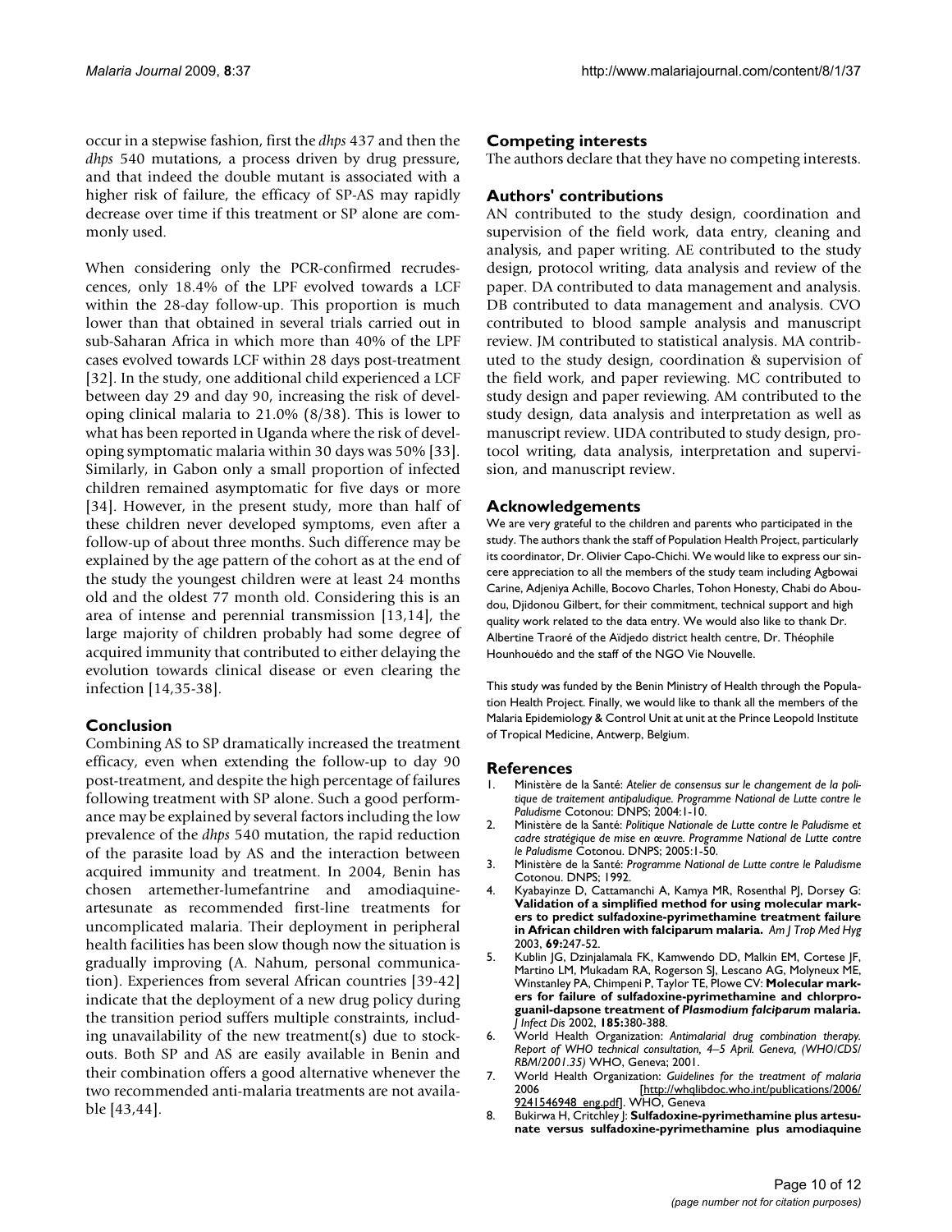occur in a stepwise fashion, first the *dhps* 437 and then the *dhps* 540 mutations, a process driven by drug pressure, and that indeed the double mutant is associated with a higher risk of failure, the efficacy of SP-AS may rapidly decrease over time if this treatment or SP alone are commonly used.

When considering only the PCR-confirmed recrudescences, only 18.4% of the LPF evolved towards a LCF within the 28-day follow-up. This proportion is much lower than that obtained in several trials carried out in sub-Saharan Africa in which more than 40% of the LPF cases evolved towards LCF within 28 days post-treatment [32]. In the study, one additional child experienced a LCF between day 29 and day 90, increasing the risk of developing clinical malaria to 21.0% (8/38). This is lower to what has been reported in Uganda where the risk of developing symptomatic malaria within 30 days was 50% [33]. Similarly, in Gabon only a small proportion of infected children remained asymptomatic for five days or more [34]. However, in the present study, more than half of these children never developed symptoms, even after a follow-up of about three months. Such difference may be explained by the age pattern of the cohort as at the end of the study the youngest children were at least 24 months old and the oldest 77 month old. Considering this is an area of intense and perennial transmission [13,14], the large majority of children probably had some degree of acquired immunity that contributed to either delaying the evolution towards clinical disease or even clearing the infection [14,35-38].

## Conclusion

Combining AS to SP dramatically increased the treatment efficacy, even when extending the follow-up to day 90 post-treatment, and despite the high percentage of failures following treatment with SP alone. Such a good performance may be explained by several factors including the low prevalence of the *dhps* 540 mutation, the rapid reduction of the parasite load by AS and the interaction between acquired immunity and treatment. In 2004, Benin has chosen artemether-lumefantrine and amodiaquine-artesunate as recommended first-line treatments for uncomplicated malaria. Their deployment in peripheral health facilities has been slow though now the situation is gradually improving (A. Nahum, personal communication). Experiences from several African countries [39-42] indicate that the deployment of a new drug policy during the transition period suffers multiple constraints, including unavailability of the new treatment(s) due to stock-outs. Both SP and AS are easily available in Benin and their combination offers a good alternative whenever the two recommended anti-malaria treatments are not available [43,44].

## Competing interests

The authors declare that they have no competing interests.

## Authors' contributions

AN contributed to the study design, coordination and supervision of the field work, data entry, cleaning and analysis, and paper writing. AE contributed to the study design, protocol writing, data analysis and review of the paper. DA contributed to data management and analysis. DB contributed to data management and analysis. CVO contributed to blood sample analysis and manuscript review. JM contributed to statistical analysis. MA contributed to the study design, coordination & supervision of the field work, and paper reviewing. MC contributed to study design and paper reviewing. AM contributed to the study design, data analysis and interpretation as well as manuscript review. UDA contributed to study design, protocol writing, data analysis, interpretation and supervision, and manuscript review.

## Acknowledgements

We are very grateful to the children and parents who participated in the study. The authors thank the staff of Population Health Project, particularly its coordinator, Dr. Olivier Capo-Chichi. We would like to express our sincere appreciation to all the members of the study team including Agbowai Carine, Adjeniya Achille, Bocovo Charles, Tohon Honesty, Chabi do Aboudou, Djidonou Gilbert, for their commitment, technical support and high quality work related to the data entry. We would also like to thank Dr. Albertine Traoré of the Aïdjedo district health centre, Dr. Théophile Hounhouédo and the staff of the NGO Vie Nouvelle.

This study was funded by the Benin Ministry of Health through the Population Health Project. Finally, we would like to thank all the members of the Malaria Epidemiology & Control Unit at unit at the Prince Leopold Institute of Tropical Medicine, Antwerp, Belgium.

## References

1. Ministère de la Santé: *Atelier de consensus sur le changement de la politique de traitement antipaludique. Programme National de Lutte contre le Paludisme* Cotonou: DNPS; 2004:1-10.
2. Ministère de la Santé: *Politique Nationale de Lutte contre le Paludisme et cadre stratégique de mise en œuvre. Programme National de Lutte contre le Paludisme* Cotonou. DNPS; 2005:1-50.
3. Ministère de la Santé: *Programme National de Lutte contre le Paludisme* Cotonou. DNPS; 1992.
4. Kyabayinze D, Cattamanchi A, Kamya MR, Rosenthal PJ, Dorsey G: **Validation of a simplified method for using molecular markers to predict sulfadoxine-pyrimethamine treatment failure in African children with falciparum malaria.** *Am J Trop Med Hyg* 2003, **69:**247-52.
5. Kublin JG, Dzinjalamala FK, Kamwendo DD, Malkin EM, Cortese JF, Martino LM, Mukadam RA, Rogerson SJ, Lescano AG, Molyneux ME, Winstanley PA, Chimpeni P, Taylor TE, Plowe CV: **Molecular markers for failure of sulfadoxine-pyrimethamine and chlorproguanil-dapsone treatment of *Plasmodium falciparum* malaria.** *J Infect Dis* 2002, **185:**380-388.
6. World Health Organization: *Antimalarial drug combination therapy. Report of WHO technical consultation, 4–5 April. Geneva, (WHO/CDS/RBM/2001.35)* WHO, Geneva; 2001.
7. World Health Organization: *Guidelines for the treatment of malaria* 2006 [http://whqlibdoc.who.int/publications/2006/9241546948_eng.pdf]. WHO, Geneva
8. Bukirwa H, Critchley J: **Sulfadoxine-pyrimethamine plus artesunate versus sulfadoxine-pyrimethamine plus amodiaquine**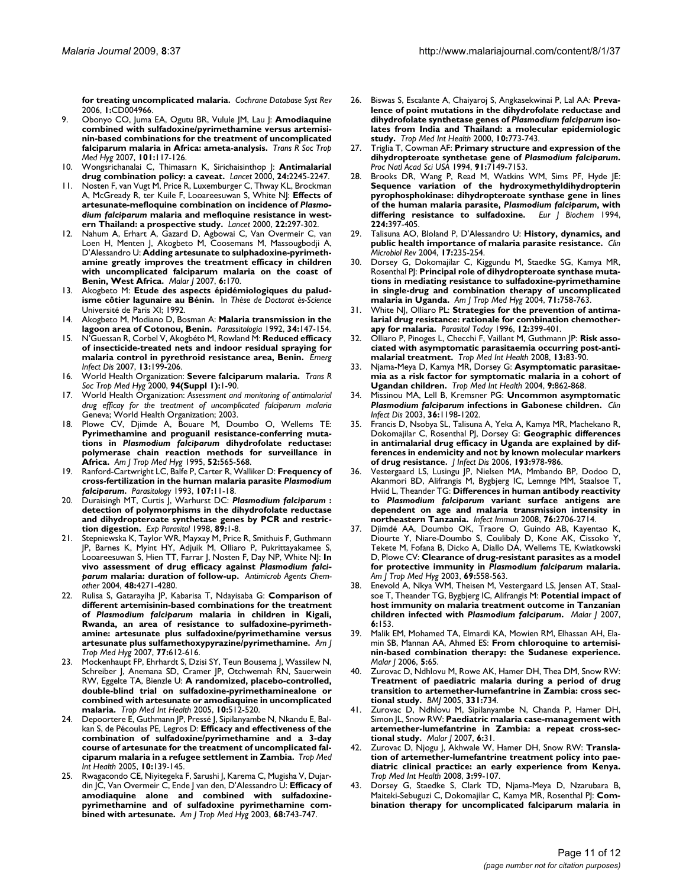**for treating uncomplicated malaria.** *Cochrane Database Syst Rev* 2006, **1:**CD004966.

9. Obonyo CO, Juma EA, Ogutu BR, Vulule JM, Lau J: **Amodiaquine combined with sulfadoxine/pyrimethamine versus artemisinin-based combinations for the treatment of uncomplicated falciparum malaria in Africa: ameta-analysis.** *Trans R Soc Trop Med Hyg* 2007, **101:**117-126.
10. Wongsrichanalai C, Thimasarn K, Sirichaisinthop J: **Antimalarial drug combination policy: a caveat.** *Lancet* 2000, **24:**2245-2247.
11. Nosten F, van Vugt M, Price R, Luxemburger C, Thway KL, Brockman A, McGready R, ter Kuile F, Looareesuwan S, White NJ: **Effects of artesunate-mefloquine combination on incidence of *Plasmodium falciparum* malaria and mefloquine resistance in western Thailand: a prospective study.** *Lancet* 2000, **22:**297-302.
12. Nahum A, Erhart A, Gazard D, Agbowai C, Van Overmeir C, van Loen H, Menten J, Akogbeto M, Coosemans M, Massougbodji A, D'Alessandro U: **Adding artesunate to sulphadoxine-pyrimethamine greatly improves the treatment efficacy in children with uncomplicated falciparum malaria on the coast of Benin, West Africa.** *Malar J* 2007, **6:**170.
13. Akogbeto M: **Etude des aspects épidémiologiques du paludisme côtier lagunaire au Bénin.** In *Thèse de Doctorat ès-Science* Université de Paris XI; 1992.
14. Akogbeto M, Modiano D, Bosman A: **Malaria transmission in the lagoon area of Cotonou, Benin.** *Parassitologia* 1992, **34:**147-154.
15. N'Guessan R, Corbel V, Akogbéto M, Rowland M: **Reduced efficacy of insecticide-treated nets and indoor residual spraying for malaria control in pyrethroid resistance area, Benin.** *Emerg Infect Dis* 2007, **13:**199-206.
16. World Health Organization: **Severe falciparum malaria.** *Trans R Soc Trop Med Hyg* 2000, **94(Suppl 1):**1-90.
17. World Health Organization: *Assessment and monitoring of antimalarial drug efficacy for the treatment of uncomplicated falciparum malaria* Geneva; World Health Organization; 2003.
18. Plowe CV, Djimde A, Bouare M, Doumbo O, Wellems TE: **Pyrimethamine and proguanil resistance-conferring mutations in *Plasmodium falciparum* dihydrofolate reductase: polymerase chain reaction methods for surveillance in Africa.** *Am J Trop Med Hyg* 1995, **52:**565-568.
19. Ranford-Cartwright LC, Balfe P, Carter R, Walliker D: **Frequency of cross-fertilization in the human malaria parasite *Plasmodium falciparum*.** *Parasitology* 1993, **107:**11-18.
20. Duraisingh MT, Curtis J, Warhurst DC: ***Plasmodium falciparum*: detection of polymorphisms in the dihydrofolate reductase and dihydropteroate synthetase genes by PCR and restriction digestion.** *Exp Parasitol* 1998, **89:**1-8.
21. Stepniewska K, Taylor WR, Mayxay M, Price R, Smithuis F, Guthmann JP, Barnes K, Myint HY, Adjuik M, Olliaro P, Pukrittayakamee S, Looareesuwan S, Hien TT, Farrar J, Nosten F, Day NP, White NJ: **In vivo assessment of drug efficacy against *Plasmodium falciparum* malaria: duration of follow-up.** *Antimicrob Agents Chemother* 2004, **48:**4271-4280.
22. Rulisa S, Gatarayiha JP, Kabarisa T, Ndayisaba G: **Comparison of different artemisinin-based combinations for the treatment of *Plasmodium falciparum* malaria in children in Kigali, Rwanda, an area of resistance to sulfadoxine-pyrimethamine: artesunate plus sulfadoxine/pyrimethamine versus artesunate plus sulfamethoxypyrazine/pyrimethamine.** *Am J Trop Med Hyg* 2007, **77:**612-616.
23. Mockenhaupt FP, Ehrhardt S, Dzisi SY, Teun Bousema J, Wassilew N, Schreiber J, Anemana SD, Cramer JP, Otchwemah RN, Sauerwein RW, Eggelte TA, Bienzle U: **A randomized, placebo-controlled, double-blind trial on sulfadoxine-pyrimethaminealone or combined with artesunate or amodiaquine in uncomplicated malaria.** *Trop Med Int Health* 2005, **10:**512-520.
24. Depoortere E, Guthmann JP, Pressé J, Sipilanyambe N, Nkandu E, Balkan S, de Pécoulas PE, Legros D: **Efficacy and effectiveness of the combination of sulfadoxine/pyrimethamine and a 3-day course of artesunate for the treatment of uncomplicated falciparum malaria in a refugee settlement in Zambia.** *Trop Med Int Health* 2005, **10:**139-145.
25. Rwagacondo CE, Niyitegeka F, Sarushi J, Karema C, Mugisha V, Dujardin JC, Van Overmeir C, Ende J van den, D'Alessandro U: **Efficacy of amodiaquine alone and combined with sulfadoxine-pyrimethamine and of sulfadoxine pyrimethamine combined with artesunate.** *Am J Trop Med Hyg* 2003, **68:**743-747.
26. Biswas S, Escalante A, Chaiyaroj S, Angkasekwinai P, Lal AA: **Prevalence of point mutations in the dihydrofolate reductase and dihydrofolate synthetase genes of *Plasmodium falciparum* isolates from India and Thailand: a molecular epidemiologic study.** *Trop Med Int Health* 2000, **10:**773-743.
27. Triglia T, Cowman AF: **Primary structure and expression of the dihydropteroate synthetase gene of *Plasmodium falciparum*.** *Proc Natl Acad Sci USA* 1994, **91:**7149-7153.
28. Brooks DR, Wang P, Read M, Watkins WM, Sims PF, Hyde JE: **Sequence variation of the hydroxymethyldihydropterin pyrophosphokinase: dihydropteroate synthase gene in lines of the human malaria parasite, *Plasmodium falciparum*, with differing resistance to sulfadoxine.** *Eur J Biochem* 1994, **224:**397-405.
29. Talisuna AO, Bloland P, D'Alessandro U: **History, dynamics, and public health importance of malaria parasite resistance.** *Clin Microbiol Rev* 2004, **17:**235-254.
30. Dorsey G, Dokomajilar C, Kiggundu M, Staedke SG, Kamya MR, Rosenthal PJ: **Principal role of dihydropteroate synthase mutations in mediating resistance to sulfadoxine-pyrimethamine in single-drug and combination therapy of uncomplicated malaria in Uganda.** *Am J Trop Med Hyg* 2004, **71:**758-763.
31. White NJ, Olliaro PL: **Strategies for the prevention of antimalarial drug resistance: rationale for combination chemotherapy for malaria.** *Parasitol Today* 1996, **12:**399-401.
32. Olliaro P, Pinoges L, Checchi F, Vaillant M, Guthmann JP: **Risk associated with asymptomatic parasitaemia occurring post-antimalarial treatment.** *Trop Med Int Health* 2008, **13:**83-90.
33. Njama-Meya D, Kamya MR, Dorsey G: **Asymptomatic parasitaemia as a risk factor for symptomatic malaria in a cohort of Ugandan children.** *Trop Med Int Health* 2004, **9:**862-868.
34. Missinou MA, Lell B, Kremsner PG: **Uncommon asymptomatic *Plasmodium falciparum* infections in Gabonese children.** *Clin Infect Dis* 2003, **36:**1198-1202.
35. Francis D, Nsobya SL, Talisuna A, Yeka A, Kamya MR, Machekano R, Dokomajilar C, Rosenthal PJ, Dorsey G: **Geographic differences in antimalarial drug efficacy in Uganda are explained by differences in endemicity and not by known molecular markers of drug resistance.** *J Infect Dis* 2006, **193:**978-986.
36. Vestergaard LS, Lusingu JP, Nielsen MA, Mmbando BP, Dodoo D, Akanmori BD, Alifrangis M, Bygbjerg IC, Lemnge MM, Staalsoe T, Hviid L, Theander TG: **Differences in human antibody reactivity to *Plasmodium falciparum* variant surface antigens are dependent on age and malaria transmission intensity in northeastern Tanzania.** *Infect Immun* 2008, **76:**2706-2714.
37. Djimdé AA, Doumbo OK, Traore O, Guindo AB, Kayentao K, Diourte Y, Niare-Doumbo S, Coulibaly D, Kone AK, Cissoko Y, Tekete M, Fofana B, Dicko A, Diallo DA, Wellems TE, Kwiatkowski D, Plowe CV: **Clearance of drug-resistant parasites as a model for protective immunity in *Plasmodium falciparum* malaria.** *Am J Trop Med Hyg* 2003, **69:**558-563.
38. Enevold A, Nkya WM, Theisen M, Vestergaard LS, Jensen AT, Staalsoe T, Theander TG, Bygbjerg IC, Alifrangis M: **Potential impact of host immunity on malaria treatment outcome in Tanzanian children infected with *Plasmodium falciparum*.** *Malar J* 2007, **6:**153.
39. Malik EM, Mohamed TA, Elmardi KA, Mowien RM, Elhassan AH, Elamin SB, Mannan AA, Ahmed ES: **From chloroquine to artemisinin-based combination therapy: the Sudanese experience.** *Malar J* 2006, **5:**65.
40. Zurovac D, Ndhlovu M, Rowe AK, Hamer DH, Thea DM, Snow RW: **Treatment of paediatric malaria during a period of drug transition to artemether-lumefantrine in Zambia: cross sectional study.** *BMJ* 2005, **331:**734.
41. Zurovac D, Ndhlovu M, Sipilanyambe N, Chanda P, Hamer DH, Simon JL, Snow RW: **Paediatric malaria case-management with artemether-lumefantrine in Zambia: a repeat cross-sectional study.** *Malar J* 2007, **6:**31.
42. Zurovac D, Njogu J, Akhwale W, Hamer DH, Snow RW: **Translation of artemether-lumefantrine treatment policy into paediatric clinical practice: an early experience from Kenya.** *Trop Med Int Health* 2008, **3:**99-107.
43. Dorsey G, Staedke S, Clark TD, Njama-Meya D, Nzarubara B, Maiteki-Sebuguzi C, Dokomajilar C, Kamya MR, Rosenthal PJ: **Combination therapy for uncomplicated falciparum malaria in**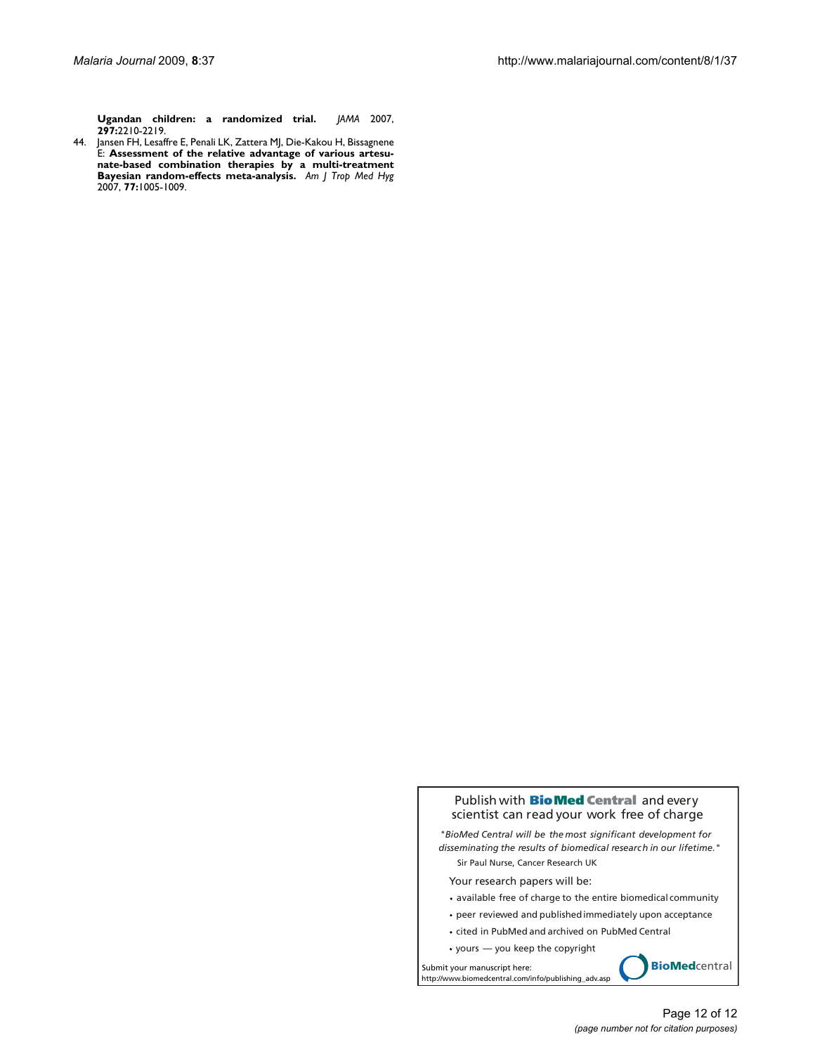**Ugandan children: a randomized trial.** *JAMA* 2007, **297:**2210-2219.

44. Jansen FH, Lesaffre E, Penali LK, Zattera MJ, Die-Kakou H, Bissagnene E: **Assessment of the relative advantage of various artesunate-based combination therapies by a multi-treatment Bayesian random-effects meta-analysis.** *Am J Trop Med Hyg* 2007, **77:**1005-1009.

Publish with **BioMed Central** and every scientist can read your work free of charge

*"BioMed Central will be the most significant development for disseminating the results of biomedical research in our lifetime."*

Sir Paul Nurse, Cancer Research UK

Your research papers will be:

- available free of charge to the entire biomedical community
- peer reviewed and published immediately upon acceptance
- cited in PubMed and archived on PubMed Central
- yours — you keep the copyright

Submit your manuscript here:
http://www.biomedcentral.com/info/publishing_adv.asp

**BioMed**central